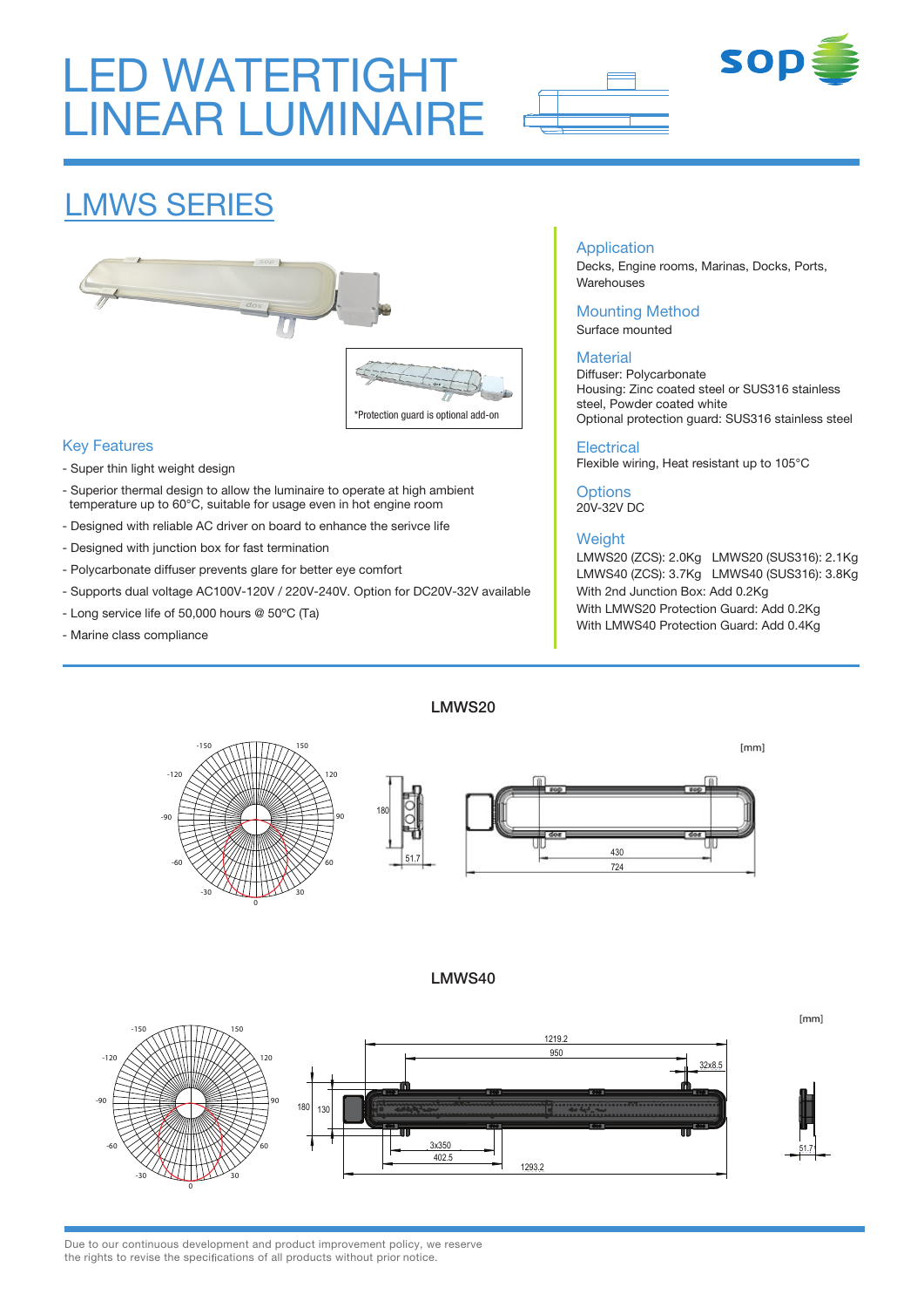# LED WATERTIGHT LINEAR LUMINAIRE

## LMWS SERIES

*Protection guard is optional add-on

### Key Features

- Super thin light weight design
- Superior thermal design to allow the luminaire to operate at high ambient temperature up to 60°C, suitable for usage even in hot engine room
- Designed with reliable AC driver on board to enhance the serivce life
- Designed with junction box for fast termination
- Polycarbonate diffuser prevents glare for better eye comfort
- Supports dual voltage AC100V-120V / 220V-240V. Option for DC20V-32V available
- Long service life of 50,000 hours @ 50ºC (Ta)
- Marine class compliance

### Application

Decks, Engine rooms, Marinas, Docks, Ports, Warehouses

### Mounting Method

Surface mounted

### Material

Diffuser: Polycarbonate
Housing: Zinc coated steel or SUS316 stainless steel, Powder coated white
Optional protection guard: SUS316 stainless steel

### Electrical

Flexible wiring, Heat resistant up to 105°C

### Options

20V-32V DC

### Weight

LMWS20 (ZCS): 2.0Kg LMWS20 (SUS316): 2.1Kg
LMWS40 (ZCS): 3.7Kg LMWS40 (SUS316): 3.8Kg
With 2nd Junction Box: Add 0.2Kg
With LMWS20 Protection Guard: Add 0.2Kg
With LMWS40 Protection Guard: Add 0.4Kg

### LMWS20

[mm]

180, 51.7, 430, 724

### LMWS40

[mm]

1219.2, 950, 32x8.5, 180, 130, 3x350, 402.5, 1293.2, 51.7

Due to our continuous development and product improvement policy, we reserve the rights to revise the specifications of all products without prior notice.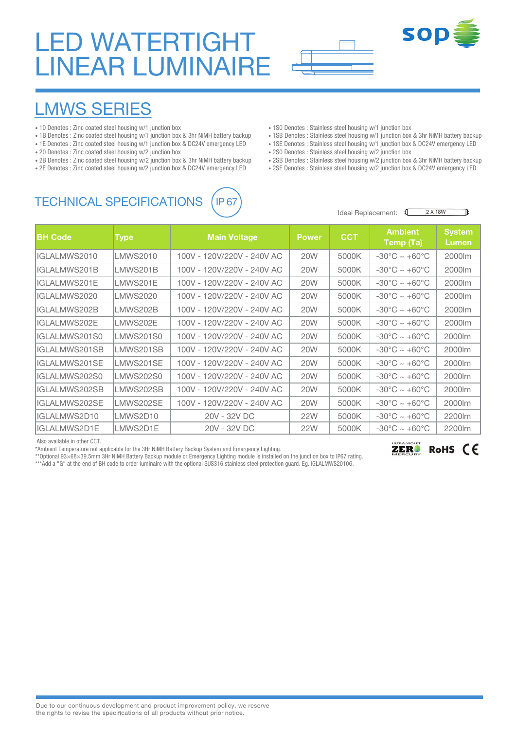# LED WATERTIGHT LINEAR LUMINAIRE

## LMWS SERIES

- 10 Denotes : Zinc coated steel housing w/1 junction box
- 1B Denotes : Zinc coated steel housing w/1 junction box & 3hr NiMH battery backup
- 1E Denotes : Zinc coated steel housing w/1 junction box & DC24V emergency LED
- 20 Denotes : Zinc coated steel housing w/2 junction box
- 2B Denotes : Zinc coated steel housing w/2 junction box & 3hr NiMH battery backup
- 2E Denotes : Zinc coated steel housing w/2 junction box & DC24V emergency LED
- 1S0 Denotes : Stainless steel housing w/1 junction box
- 1SB Denotes : Stainless steel housing w/1 junction box & 3hr NiMH battery backup
- 1SE Denotes : Stainless steel housing w/1 junction box & DC24V emergency LED
- 2S0 Denotes : Stainless steel housing w/2 junction box
- 2SB Denotes : Stainless steel housing w/2 junction box & 3hr NiMH battery backup
- 2SE Denotes : Stainless steel housing w/2 junction box & DC24V emergency LED

## TECHNICAL SPECIFICATIONS IP 67

Ideal Replacement: 2 X 18W

| BH Code | Type | Main Voltage | Power | CCT | Ambient Temp (Ta) | System Lumen |
|---|---|---|---|---|---|---|
| IGLALMWS2010 | LMWS2010 | 100V - 120V/220V - 240V AC | 20W | 5000K | -30°C ~ +60°C | 2000lm |
| IGLALMWS201B | LMWS201B | 100V - 120V/220V - 240V AC | 20W | 5000K | -30°C ~ +60°C | 2000lm |
| IGLALMWS201E | LMWS201E | 100V - 120V/220V - 240V AC | 20W | 5000K | -30°C ~ +60°C | 2000lm |
| IGLALMWS2020 | LMWS2020 | 100V - 120V/220V - 240V AC | 20W | 5000K | -30°C ~ +60°C | 2000lm |
| IGLALMWS202B | LMWS202B | 100V - 120V/220V - 240V AC | 20W | 5000K | -30°C ~ +60°C | 2000lm |
| IGLALMWS202E | LMWS202E | 100V - 120V/220V - 240V AC | 20W | 5000K | -30°C ~ +60°C | 2000lm |
| IGLALMWS201S0 | LMWS201S0 | 100V - 120V/220V - 240V AC | 20W | 5000K | -30°C ~ +60°C | 2000lm |
| IGLALMWS201SB | LMWS201SB | 100V - 120V/220V - 240V AC | 20W | 5000K | -30°C ~ +60°C | 2000lm |
| IGLALMWS201SE | LMWS201SE | 100V - 120V/220V - 240V AC | 20W | 5000K | -30°C ~ +60°C | 2000lm |
| IGLALMWS202S0 | LMWS202S0 | 100V - 120V/220V - 240V AC | 20W | 5000K | -30°C ~ +60°C | 2000lm |
| IGLALMWS202SB | LMWS202SB | 100V - 120V/220V - 240V AC | 20W | 5000K | -30°C ~ +60°C | 2000lm |
| IGLALMWS202SE | LMWS202SE | 100V - 120V/220V - 240V AC | 20W | 5000K | -30°C ~ +60°C | 2000lm |
| IGLALMWS2D10 | LMWS2D10 | 20V - 32V DC | 22W | 5000K | -30°C ~ +60°C | 2200lm |
| IGLALMWS2D1E | LMWS2D1E | 20V - 32V DC | 22W | 5000K | -30°C ~ +60°C | 2200lm |

Also available in other CCT.

*Ambient Temperature not applicable for the 3Hr NiMH Battery Backup System and Emergency Lighting.

**Optional 93×68×39.5mm 3Hr NiMH Battery Backup module or Emergency Lighting module is installed on the junction box to IP67 rating.

***Add a "G" at the end of BH code to order luminaire with the optional SUS316 stainless steel protection guard. Eg. IGLALMWS2010G.

Due to our continuous development and product improvement policy, we reserve the rights to revise the specifications of all products without prior notice.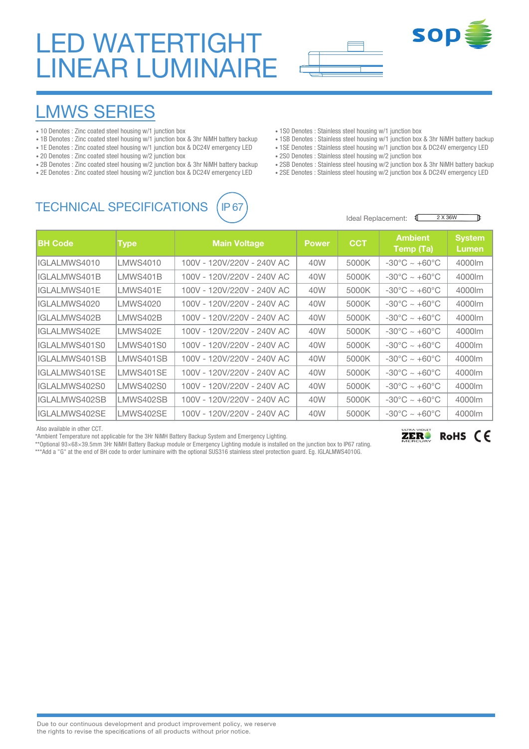# LED WATERTIGHT LINEAR LUMINAIRE

## LMWS SERIES

- 10 Denotes : Zinc coated steel housing w/1 junction box
- 1B Denotes : Zinc coated steel housing w/1 junction box & 3hr NiMH battery backup
- 1E Denotes : Zinc coated steel housing w/1 junction box & DC24V emergency LED
- 20 Denotes : Zinc coated steel housing w/2 junction box
- 2B Denotes : Zinc coated steel housing w/2 junction box & 3hr NiMH battery backup
- 2E Denotes : Zinc coated steel housing w/2 junction box & DC24V emergency LED
- 1S0 Denotes : Stainless steel housing w/1 junction box
- 1SB Denotes : Stainless steel housing w/1 junction box & 3hr NiMH battery backup
- 1SE Denotes : Stainless steel housing w/1 junction box & DC24V emergency LED
- 2S0 Denotes : Stainless steel housing w/2 junction box
- 2SB Denotes : Stainless steel housing w/2 junction box & 3hr NiMH battery backup
- 2SE Denotes : Stainless steel housing w/2 junction box & DC24V emergency LED

## TECHNICAL SPECIFICATIONS

IP 67

Ideal Replacement: 2 X 36W

| BH Code | Type | Main Voltage | Power | CCT | Ambient Temp (Ta) | System Lumen |
|---|---|---|---|---|---|---|
| IGLALMWS4010 | LMWS4010 | 100V - 120V/220V - 240V AC | 40W | 5000K | -30°C ~ +60°C | 4000lm |
| IGLALMWS401B | LMWS401B | 100V - 120V/220V - 240V AC | 40W | 5000K | -30°C ~ +60°C | 4000lm |
| IGLALMWS401E | LMWS401E | 100V - 120V/220V - 240V AC | 40W | 5000K | -30°C ~ +60°C | 4000lm |
| IGLALMWS4020 | LMWS4020 | 100V - 120V/220V - 240V AC | 40W | 5000K | -30°C ~ +60°C | 4000lm |
| IGLALMWS402B | LMWS402B | 100V - 120V/220V - 240V AC | 40W | 5000K | -30°C ~ +60°C | 4000lm |
| IGLALMWS402E | LMWS402E | 100V - 120V/220V - 240V AC | 40W | 5000K | -30°C ~ +60°C | 4000lm |
| IGLALMWS401S0 | LMWS401S0 | 100V - 120V/220V - 240V AC | 40W | 5000K | -30°C ~ +60°C | 4000lm |
| IGLALMWS401SB | LMWS401SB | 100V - 120V/220V - 240V AC | 40W | 5000K | -30°C ~ +60°C | 4000lm |
| IGLALMWS401SE | LMWS401SE | 100V - 120V/220V - 240V AC | 40W | 5000K | -30°C ~ +60°C | 4000lm |
| IGLALMWS402S0 | LMWS402S0 | 100V - 120V/220V - 240V AC | 40W | 5000K | -30°C ~ +60°C | 4000lm |
| IGLALMWS402SB | LMWS402SB | 100V - 120V/220V - 240V AC | 40W | 5000K | -30°C ~ +60°C | 4000lm |
| IGLALMWS402SE | LMWS402SE | 100V - 120V/220V - 240V AC | 40W | 5000K | -30°C ~ +60°C | 4000lm |

Also available in other CCT.

*Ambient Temperature not applicable for the 3Hr NiMH Battery Backup System and Emergency Lighting.

**Optional 93×68×39.5mm 3Hr NiMH Battery Backup module or Emergency Lighting module is installed on the junction box to IP67 rating.

***Add a "G" at the end of BH code to order luminaire with the optional SUS316 stainless steel protection guard. Eg. IGLALMWS4010G.

ULTRA-VIOLET ZERO MERCURY RoHS CE

Due to our continuous development and product improvement policy, we reserve the rights to revise the specifications of all products without prior notice.